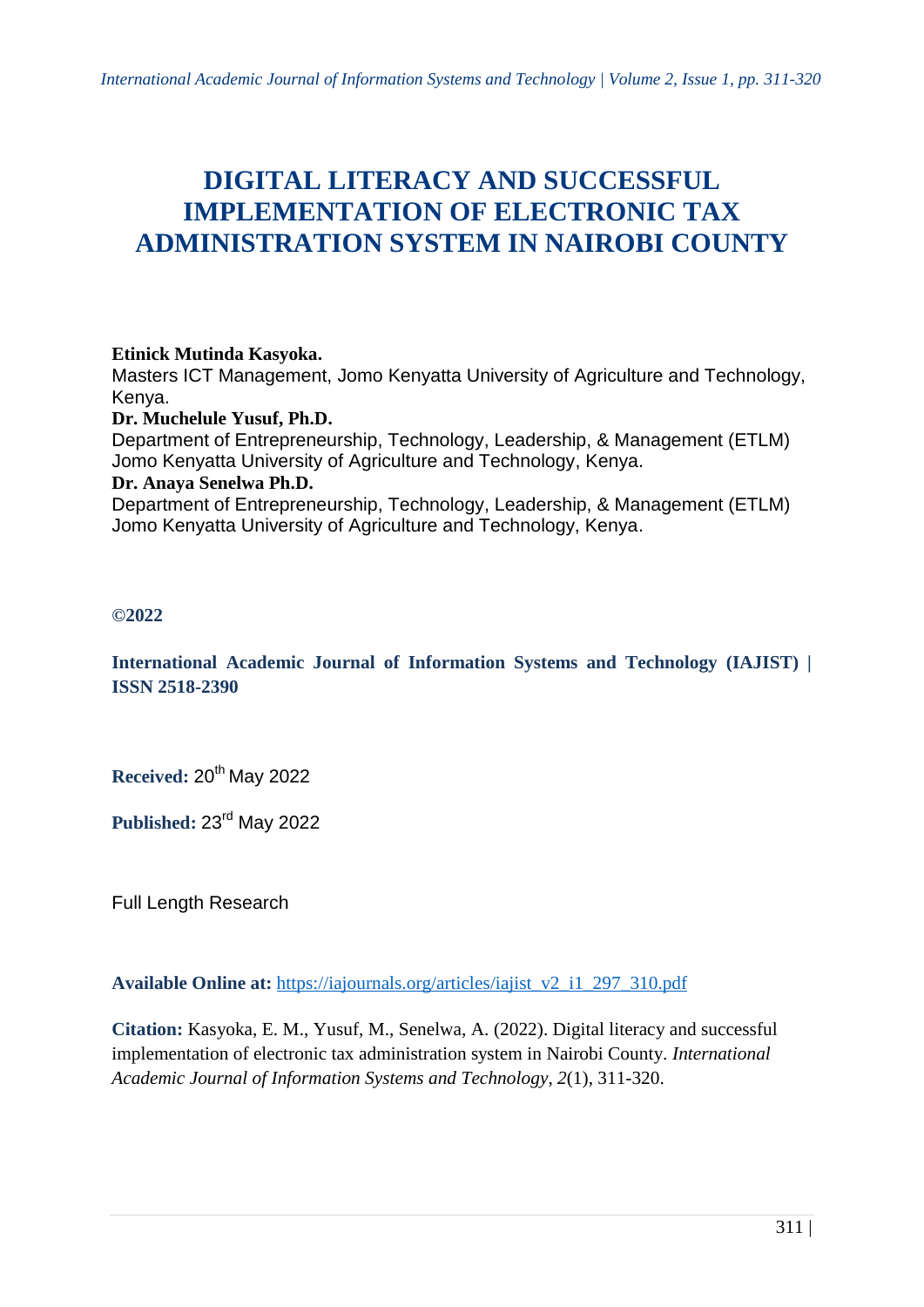# DIGITAL LITERACY AND SUCCESSFUL IMPLEMENTATION OF ELECTRONIC TAX ADMINISTRATION SYSTEM IN NAIROBI COUNTY

**Etinick Mutinda Kasyoka.**
Masters ICT Management, Jomo Kenyatta University of Agriculture and Technology, Kenya.

**Dr. Muchelule Yusuf, Ph.D.**
Department of Entrepreneurship, Technology, Leadership, & Management (ETLM)
Jomo Kenyatta University of Agriculture and Technology, Kenya.

**Dr. Anaya Senelwa Ph.D.**
Department of Entrepreneurship, Technology, Leadership, & Management (ETLM)
Jomo Kenyatta University of Agriculture and Technology, Kenya.

**©2022**

**International Academic Journal of Information Systems and Technology (IAJIST) | ISSN 2518-2390**

**Received:** 20th May 2022

**Published:** 23rd May 2022

Full Length Research

**Available Online at:** https://iajournals.org/articles/iajist_v2_i1_297_310.pdf

**Citation:** Kasyoka, E. M., Yusuf, M., Senelwa, A. (2022). Digital literacy and successful implementation of electronic tax administration system in Nairobi County. *International Academic Journal of Information Systems and Technology, 2*(1), 311-320.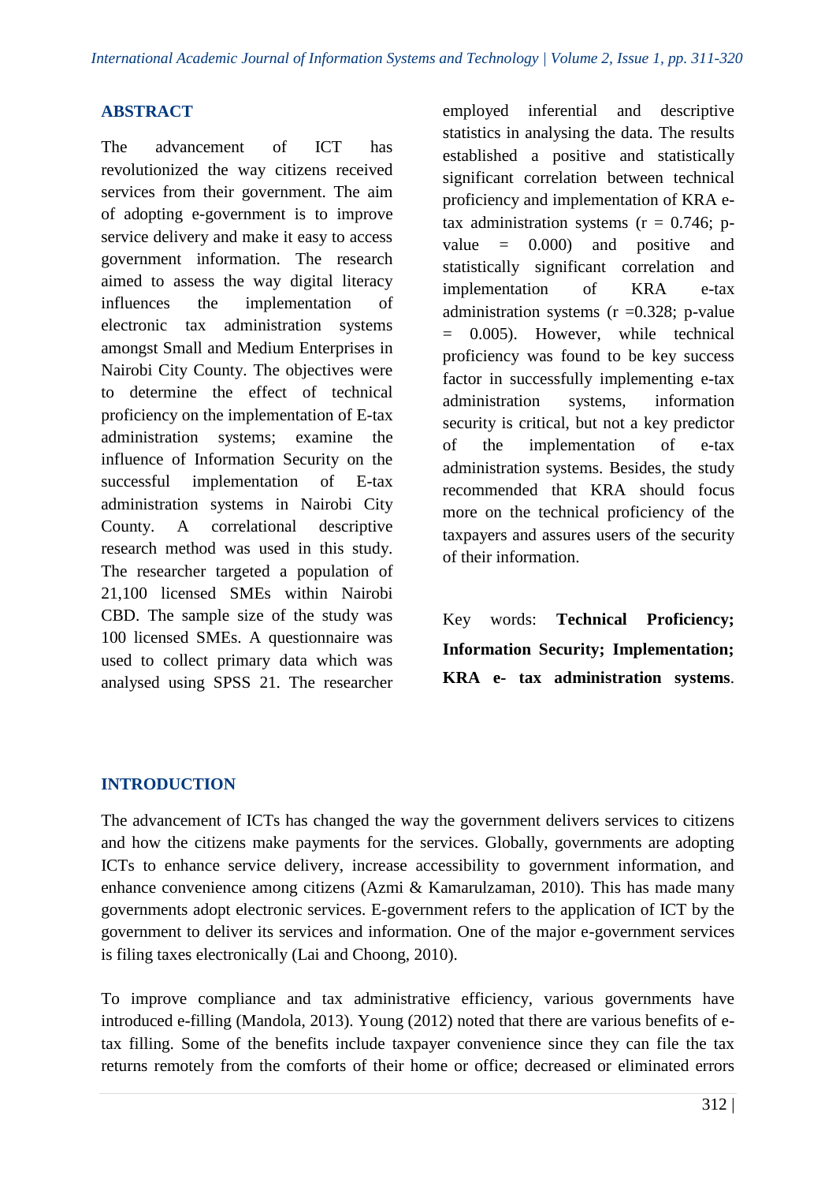## ABSTRACT

The advancement of ICT has revolutionized the way citizens received services from their government. The aim of adopting e-government is to improve service delivery and make it easy to access government information. The research aimed to assess the way digital literacy influences the implementation of electronic tax administration systems amongst Small and Medium Enterprises in Nairobi City County. The objectives were to determine the effect of technical proficiency on the implementation of E-tax administration systems; examine the influence of Information Security on the successful implementation of E-tax administration systems in Nairobi City County. A correlational descriptive research method was used in this study. The researcher targeted a population of 21,100 licensed SMEs within Nairobi CBD. The sample size of the study was 100 licensed SMEs. A questionnaire was used to collect primary data which was analysed using SPSS 21. The researcher employed inferential and descriptive statistics in analysing the data. The results established a positive and statistically significant correlation between technical proficiency and implementation of KRA e-tax administration systems ($r = 0.746$; p-value $= 0.000$) and positive and statistically significant correlation and implementation of KRA e-tax administration systems ($r = 0.328$; p-value $= 0.005$). However, while technical proficiency was found to be key success factor in successfully implementing e-tax administration systems, information security is critical, but not a key predictor of the implementation of e-tax administration systems. Besides, the study recommended that KRA should focus more on the technical proficiency of the taxpayers and assures users of the security of their information.

Key words: **Technical Proficiency; Information Security; Implementation; KRA e- tax administration systems**.

## INTRODUCTION

The advancement of ICTs has changed the way the government delivers services to citizens and how the citizens make payments for the services. Globally, governments are adopting ICTs to enhance service delivery, increase accessibility to government information, and enhance convenience among citizens (Azmi & Kamarulzaman, 2010). This has made many governments adopt electronic services. E-government refers to the application of ICT by the government to deliver its services and information. One of the major e-government services is filing taxes electronically (Lai and Choong, 2010).

To improve compliance and tax administrative efficiency, various governments have introduced e-filling (Mandola, 2013). Young (2012) noted that there are various benefits of e-tax filling. Some of the benefits include taxpayer convenience since they can file the tax returns remotely from the comforts of their home or office; decreased or eliminated errors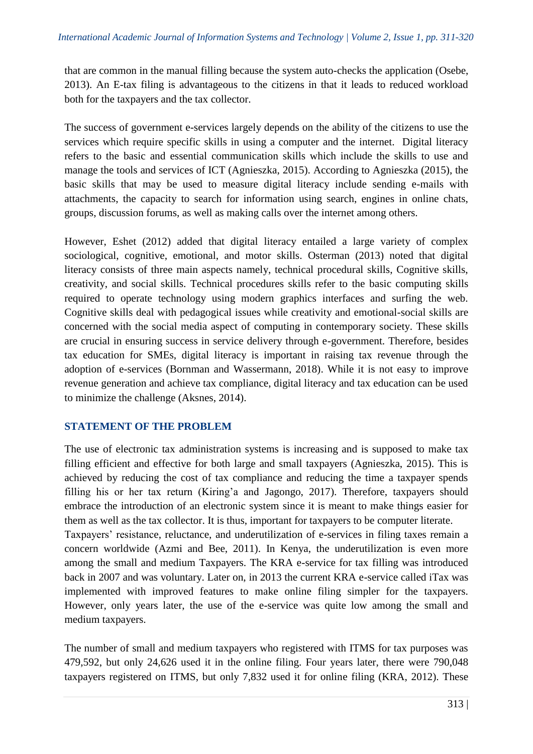that are common in the manual filling because the system auto-checks the application (Osebe, 2013). An E-tax filing is advantageous to the citizens in that it leads to reduced workload both for the taxpayers and the tax collector.

The success of government e-services largely depends on the ability of the citizens to use the services which require specific skills in using a computer and the internet. Digital literacy refers to the basic and essential communication skills which include the skills to use and manage the tools and services of ICT (Agnieszka, 2015). According to Agnieszka (2015), the basic skills that may be used to measure digital literacy include sending e-mails with attachments, the capacity to search for information using search, engines in online chats, groups, discussion forums, as well as making calls over the internet among others.

However, Eshet (2012) added that digital literacy entailed a large variety of complex sociological, cognitive, emotional, and motor skills. Osterman (2013) noted that digital literacy consists of three main aspects namely, technical procedural skills, Cognitive skills, creativity, and social skills. Technical procedures skills refer to the basic computing skills required to operate technology using modern graphics interfaces and surfing the web. Cognitive skills deal with pedagogical issues while creativity and emotional-social skills are concerned with the social media aspect of computing in contemporary society. These skills are crucial in ensuring success in service delivery through e-government. Therefore, besides tax education for SMEs, digital literacy is important in raising tax revenue through the adoption of e-services (Bornman and Wassermann, 2018). While it is not easy to improve revenue generation and achieve tax compliance, digital literacy and tax education can be used to minimize the challenge (Aksnes, 2014).

## STATEMENT OF THE PROBLEM

The use of electronic tax administration systems is increasing and is supposed to make tax filling efficient and effective for both large and small taxpayers (Agnieszka, 2015). This is achieved by reducing the cost of tax compliance and reducing the time a taxpayer spends filling his or her tax return (Kiring'a and Jagongo, 2017). Therefore, taxpayers should embrace the introduction of an electronic system since it is meant to make things easier for them as well as the tax collector. It is thus, important for taxpayers to be computer literate.

Taxpayers' resistance, reluctance, and underutilization of e-services in filing taxes remain a concern worldwide (Azmi and Bee, 2011). In Kenya, the underutilization is even more among the small and medium Taxpayers. The KRA e-service for tax filling was introduced back in 2007 and was voluntary. Later on, in 2013 the current KRA e-service called iTax was implemented with improved features to make online filing simpler for the taxpayers. However, only years later, the use of the e-service was quite low among the small and medium taxpayers.

The number of small and medium taxpayers who registered with ITMS for tax purposes was 479,592, but only 24,626 used it in the online filing. Four years later, there were 790,048 taxpayers registered on ITMS, but only 7,832 used it for online filing (KRA, 2012). These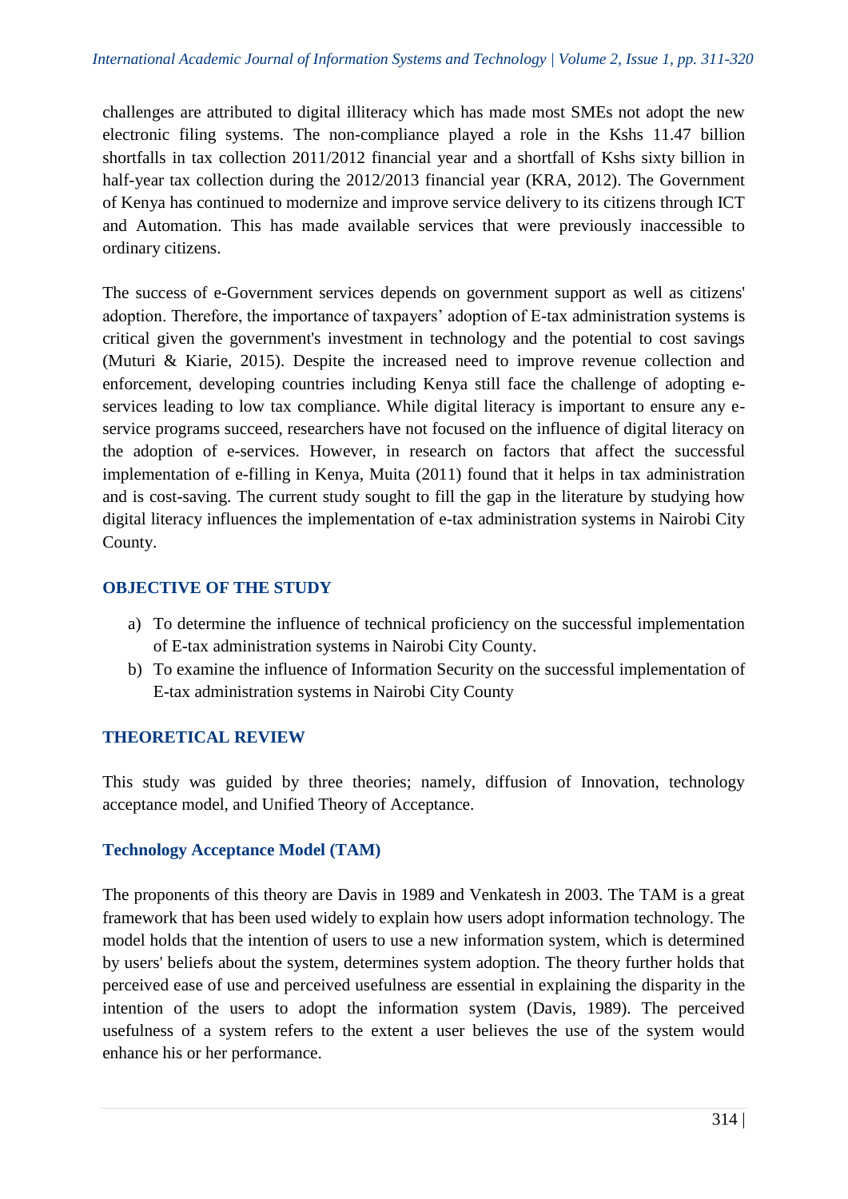challenges are attributed to digital illiteracy which has made most SMEs not adopt the new electronic filing systems. The non-compliance played a role in the Kshs 11.47 billion shortfalls in tax collection 2011/2012 financial year and a shortfall of Kshs sixty billion in half-year tax collection during the 2012/2013 financial year (KRA, 2012). The Government of Kenya has continued to modernize and improve service delivery to its citizens through ICT and Automation. This has made available services that were previously inaccessible to ordinary citizens.

The success of e-Government services depends on government support as well as citizens' adoption. Therefore, the importance of taxpayers' adoption of E-tax administration systems is critical given the government's investment in technology and the potential to cost savings (Muturi & Kiarie, 2015). Despite the increased need to improve revenue collection and enforcement, developing countries including Kenya still face the challenge of adopting e-services leading to low tax compliance. While digital literacy is important to ensure any e-service programs succeed, researchers have not focused on the influence of digital literacy on the adoption of e-services. However, in research on factors that affect the successful implementation of e-filling in Kenya, Muita (2011) found that it helps in tax administration and is cost-saving. The current study sought to fill the gap in the literature by studying how digital literacy influences the implementation of e-tax administration systems in Nairobi City County.

## OBJECTIVE OF THE STUDY

a) To determine the influence of technical proficiency on the successful implementation of E-tax administration systems in Nairobi City County.
b) To examine the influence of Information Security on the successful implementation of E-tax administration systems in Nairobi City County

## THEORETICAL REVIEW

This study was guided by three theories; namely, diffusion of Innovation, technology acceptance model, and Unified Theory of Acceptance.

### Technology Acceptance Model (TAM)

The proponents of this theory are Davis in 1989 and Venkatesh in 2003. The TAM is a great framework that has been used widely to explain how users adopt information technology. The model holds that the intention of users to use a new information system, which is determined by users' beliefs about the system, determines system adoption. The theory further holds that perceived ease of use and perceived usefulness are essential in explaining the disparity in the intention of the users to adopt the information system (Davis, 1989). The perceived usefulness of a system refers to the extent a user believes the use of the system would enhance his or her performance.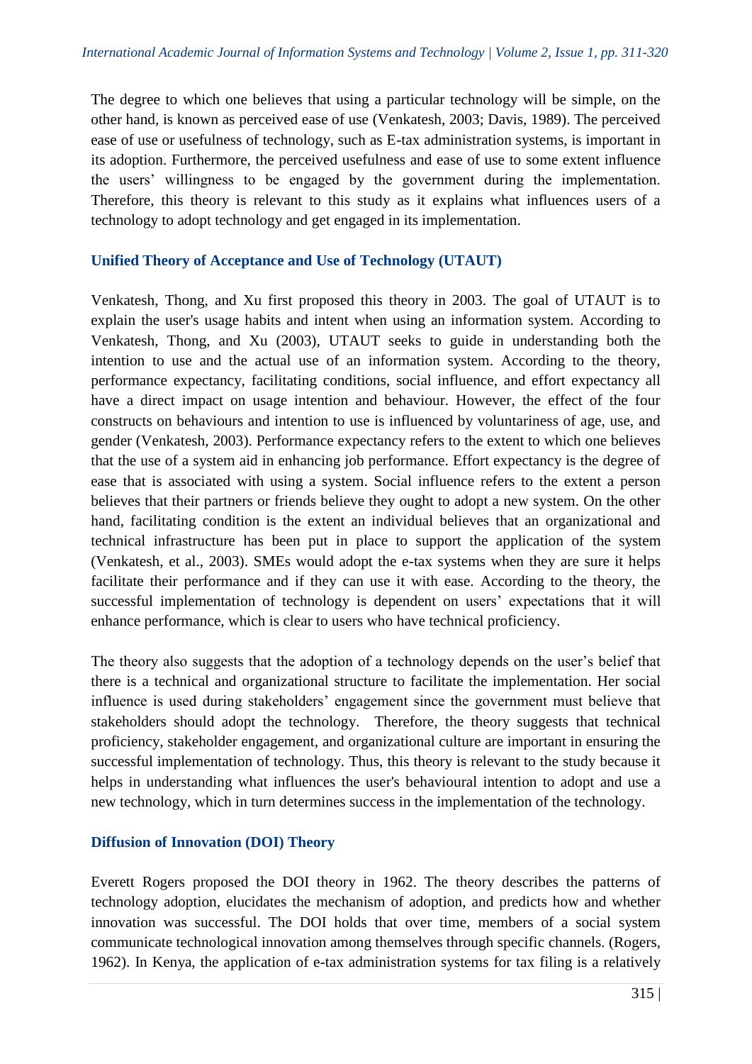The degree to which one believes that using a particular technology will be simple, on the other hand, is known as perceived ease of use (Venkatesh, 2003; Davis, 1989). The perceived ease of use or usefulness of technology, such as E-tax administration systems, is important in its adoption. Furthermore, the perceived usefulness and ease of use to some extent influence the users' willingness to be engaged by the government during the implementation. Therefore, this theory is relevant to this study as it explains what influences users of a technology to adopt technology and get engaged in its implementation.

### Unified Theory of Acceptance and Use of Technology (UTAUT)

Venkatesh, Thong, and Xu first proposed this theory in 2003. The goal of UTAUT is to explain the user's usage habits and intent when using an information system. According to Venkatesh, Thong, and Xu (2003), UTAUT seeks to guide in understanding both the intention to use and the actual use of an information system. According to the theory, performance expectancy, facilitating conditions, social influence, and effort expectancy all have a direct impact on usage intention and behaviour. However, the effect of the four constructs on behaviours and intention to use is influenced by voluntariness of age, use, and gender (Venkatesh, 2003). Performance expectancy refers to the extent to which one believes that the use of a system aid in enhancing job performance. Effort expectancy is the degree of ease that is associated with using a system. Social influence refers to the extent a person believes that their partners or friends believe they ought to adopt a new system. On the other hand, facilitating condition is the extent an individual believes that an organizational and technical infrastructure has been put in place to support the application of the system (Venkatesh, et al., 2003). SMEs would adopt the e-tax systems when they are sure it helps facilitate their performance and if they can use it with ease. According to the theory, the successful implementation of technology is dependent on users' expectations that it will enhance performance, which is clear to users who have technical proficiency.

The theory also suggests that the adoption of a technology depends on the user's belief that there is a technical and organizational structure to facilitate the implementation. Her social influence is used during stakeholders' engagement since the government must believe that stakeholders should adopt the technology. Therefore, the theory suggests that technical proficiency, stakeholder engagement, and organizational culture are important in ensuring the successful implementation of technology. Thus, this theory is relevant to the study because it helps in understanding what influences the user's behavioural intention to adopt and use a new technology, which in turn determines success in the implementation of the technology.

### Diffusion of Innovation (DOI) Theory

Everett Rogers proposed the DOI theory in 1962. The theory describes the patterns of technology adoption, elucidates the mechanism of adoption, and predicts how and whether innovation was successful. The DOI holds that over time, members of a social system communicate technological innovation among themselves through specific channels. (Rogers, 1962). In Kenya, the application of e-tax administration systems for tax filing is a relatively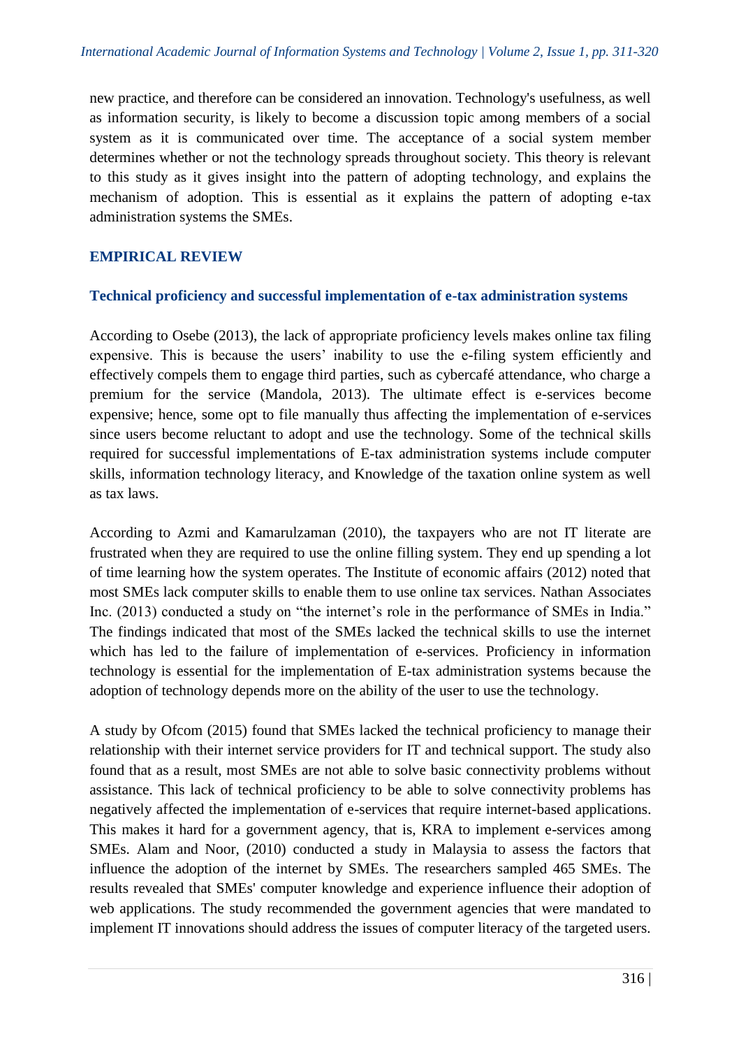new practice, and therefore can be considered an innovation. Technology's usefulness, as well as information security, is likely to become a discussion topic among members of a social system as it is communicated over time. The acceptance of a social system member determines whether or not the technology spreads throughout society. This theory is relevant to this study as it gives insight into the pattern of adopting technology, and explains the mechanism of adoption. This is essential as it explains the pattern of adopting e-tax administration systems the SMEs.

## EMPIRICAL REVIEW

### Technical proficiency and successful implementation of e-tax administration systems

According to Osebe (2013), the lack of appropriate proficiency levels makes online tax filing expensive. This is because the users' inability to use the e-filing system efficiently and effectively compels them to engage third parties, such as cybercafé attendance, who charge a premium for the service (Mandola, 2013). The ultimate effect is e-services become expensive; hence, some opt to file manually thus affecting the implementation of e-services since users become reluctant to adopt and use the technology. Some of the technical skills required for successful implementations of E-tax administration systems include computer skills, information technology literacy, and Knowledge of the taxation online system as well as tax laws.

According to Azmi and Kamarulzaman (2010), the taxpayers who are not IT literate are frustrated when they are required to use the online filling system. They end up spending a lot of time learning how the system operates. The Institute of economic affairs (2012) noted that most SMEs lack computer skills to enable them to use online tax services. Nathan Associates Inc. (2013) conducted a study on "the internet's role in the performance of SMEs in India." The findings indicated that most of the SMEs lacked the technical skills to use the internet which has led to the failure of implementation of e-services. Proficiency in information technology is essential for the implementation of E-tax administration systems because the adoption of technology depends more on the ability of the user to use the technology.

A study by Ofcom (2015) found that SMEs lacked the technical proficiency to manage their relationship with their internet service providers for IT and technical support. The study also found that as a result, most SMEs are not able to solve basic connectivity problems without assistance. This lack of technical proficiency to be able to solve connectivity problems has negatively affected the implementation of e-services that require internet-based applications. This makes it hard for a government agency, that is, KRA to implement e-services among SMEs. Alam and Noor, (2010) conducted a study in Malaysia to assess the factors that influence the adoption of the internet by SMEs. The researchers sampled 465 SMEs. The results revealed that SMEs' computer knowledge and experience influence their adoption of web applications. The study recommended the government agencies that were mandated to implement IT innovations should address the issues of computer literacy of the targeted users.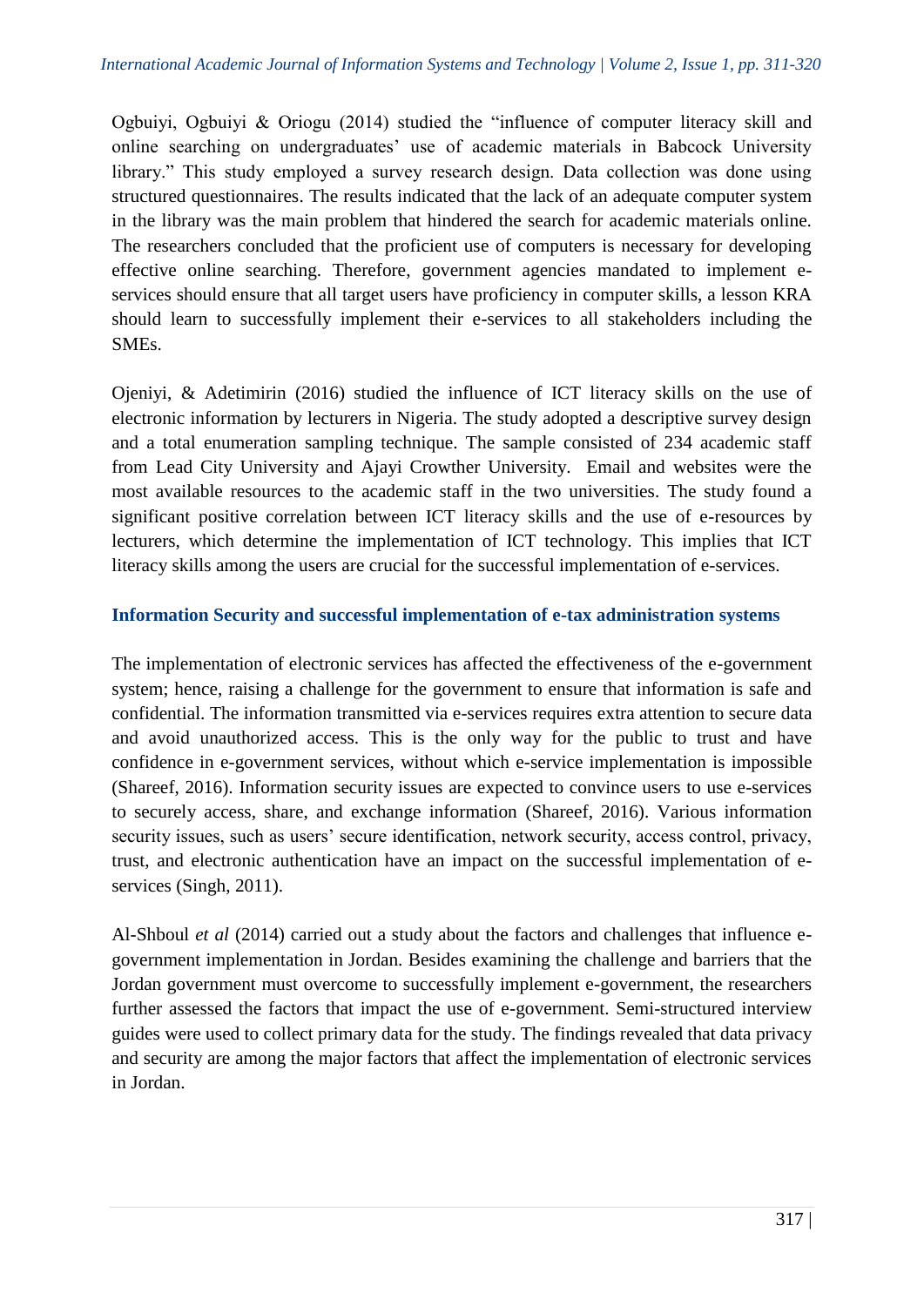Ogbuiyi, Ogbuiyi & Oriogu (2014) studied the "influence of computer literacy skill and online searching on undergraduates' use of academic materials in Babcock University library." This study employed a survey research design. Data collection was done using structured questionnaires. The results indicated that the lack of an adequate computer system in the library was the main problem that hindered the search for academic materials online. The researchers concluded that the proficient use of computers is necessary for developing effective online searching. Therefore, government agencies mandated to implement e-services should ensure that all target users have proficiency in computer skills, a lesson KRA should learn to successfully implement their e-services to all stakeholders including the SMEs.

Ojeniyi, & Adetimirin (2016) studied the influence of ICT literacy skills on the use of electronic information by lecturers in Nigeria. The study adopted a descriptive survey design and a total enumeration sampling technique. The sample consisted of 234 academic staff from Lead City University and Ajayi Crowther University. Email and websites were the most available resources to the academic staff in the two universities. The study found a significant positive correlation between ICT literacy skills and the use of e-resources by lecturers, which determine the implementation of ICT technology. This implies that ICT literacy skills among the users are crucial for the successful implementation of e-services.

### Information Security and successful implementation of e-tax administration systems

The implementation of electronic services has affected the effectiveness of the e-government system; hence, raising a challenge for the government to ensure that information is safe and confidential. The information transmitted via e-services requires extra attention to secure data and avoid unauthorized access. This is the only way for the public to trust and have confidence in e-government services, without which e-service implementation is impossible (Shareef, 2016). Information security issues are expected to convince users to use e-services to securely access, share, and exchange information (Shareef, 2016). Various information security issues, such as users' secure identification, network security, access control, privacy, trust, and electronic authentication have an impact on the successful implementation of e-services (Singh, 2011).

Al-Shboul *et al* (2014) carried out a study about the factors and challenges that influence e-government implementation in Jordan. Besides examining the challenge and barriers that the Jordan government must overcome to successfully implement e-government, the researchers further assessed the factors that impact the use of e-government. Semi-structured interview guides were used to collect primary data for the study. The findings revealed that data privacy and security are among the major factors that affect the implementation of electronic services in Jordan.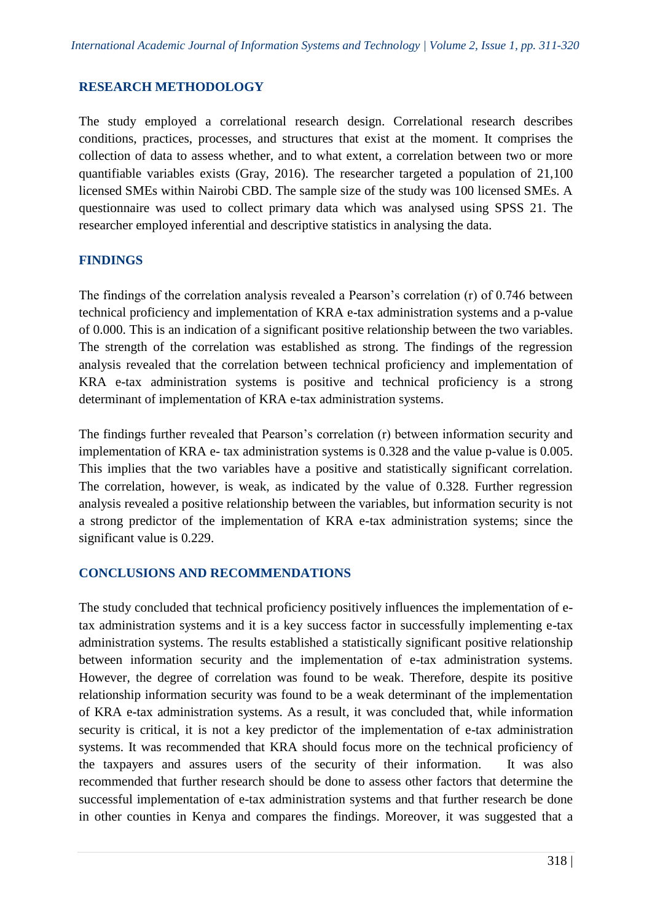## RESEARCH METHODOLOGY

The study employed a correlational research design. Correlational research describes conditions, practices, processes, and structures that exist at the moment. It comprises the collection of data to assess whether, and to what extent, a correlation between two or more quantifiable variables exists (Gray, 2016). The researcher targeted a population of 21,100 licensed SMEs within Nairobi CBD. The sample size of the study was 100 licensed SMEs. A questionnaire was used to collect primary data which was analysed using SPSS 21. The researcher employed inferential and descriptive statistics in analysing the data.

## FINDINGS

The findings of the correlation analysis revealed a Pearson's correlation (r) of 0.746 between technical proficiency and implementation of KRA e-tax administration systems and a p-value of 0.000. This is an indication of a significant positive relationship between the two variables. The strength of the correlation was established as strong. The findings of the regression analysis revealed that the correlation between technical proficiency and implementation of KRA e-tax administration systems is positive and technical proficiency is a strong determinant of implementation of KRA e-tax administration systems.

The findings further revealed that Pearson's correlation (r) between information security and implementation of KRA e- tax administration systems is 0.328 and the value p-value is 0.005. This implies that the two variables have a positive and statistically significant correlation. The correlation, however, is weak, as indicated by the value of 0.328. Further regression analysis revealed a positive relationship between the variables, but information security is not a strong predictor of the implementation of KRA e-tax administration systems; since the significant value is 0.229.

## CONCLUSIONS AND RECOMMENDATIONS

The study concluded that technical proficiency positively influences the implementation of e-tax administration systems and it is a key success factor in successfully implementing e-tax administration systems. The results established a statistically significant positive relationship between information security and the implementation of e-tax administration systems. However, the degree of correlation was found to be weak. Therefore, despite its positive relationship information security was found to be a weak determinant of the implementation of KRA e-tax administration systems. As a result, it was concluded that, while information security is critical, it is not a key predictor of the implementation of e-tax administration systems. It was recommended that KRA should focus more on the technical proficiency of the taxpayers and assures users of the security of their information. It was also recommended that further research should be done to assess other factors that determine the successful implementation of e-tax administration systems and that further research be done in other counties in Kenya and compares the findings. Moreover, it was suggested that a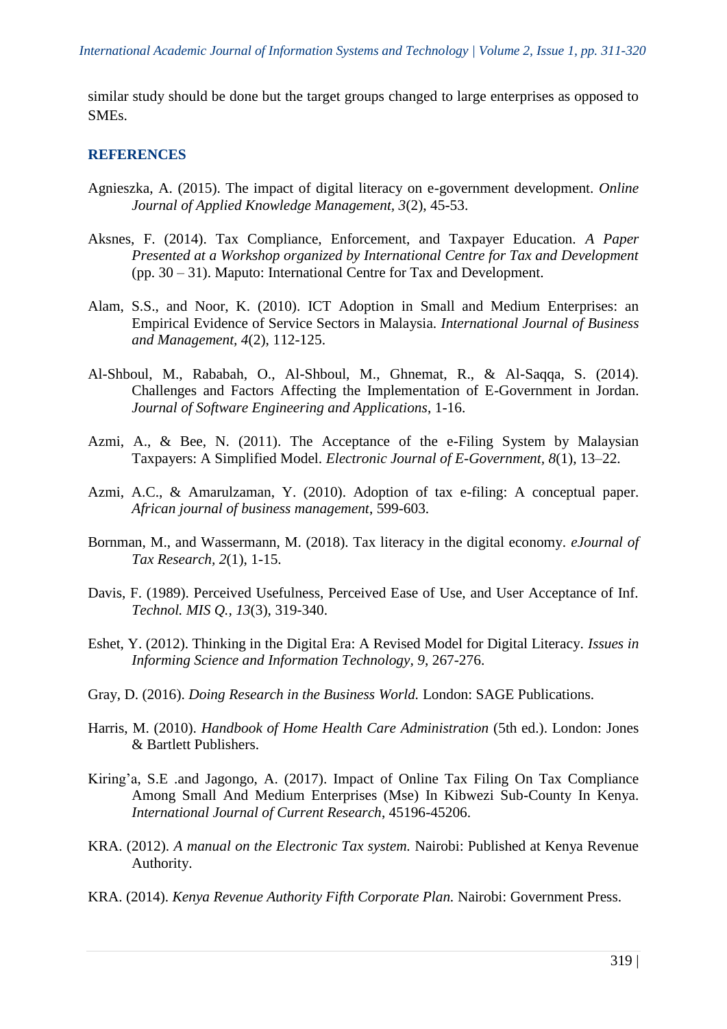similar study should be done but the target groups changed to large enterprises as opposed to SMEs.

## REFERENCES

Agnieszka, A. (2015). The impact of digital literacy on e-government development. *Online Journal of Applied Knowledge Management, 3*(2), 45-53.

Aksnes, F. (2014). Tax Compliance, Enforcement, and Taxpayer Education. *A Paper Presented at a Workshop organized by International Centre for Tax and Development* (pp. 30 – 31). Maputo: International Centre for Tax and Development.

Alam, S.S., and Noor, K. (2010). ICT Adoption in Small and Medium Enterprises: an Empirical Evidence of Service Sectors in Malaysia. *International Journal of Business and Management, 4*(2), 112-125.

Al-Shboul, M., Rababah, O., Al-Shboul, M., Ghnemat, R., & Al-Saqqa, S. (2014). Challenges and Factors Affecting the Implementation of E-Government in Jordan. *Journal of Software Engineering and Applications*, 1-16.

Azmi, A., & Bee, N. (2011). The Acceptance of the e-Filing System by Malaysian Taxpayers: A Simplified Model. *Electronic Journal of E-Government, 8*(1), 13–22.

Azmi, A.C., & Amarulzaman, Y. (2010). Adoption of tax e-filing: A conceptual paper. *African journal of business management*, 599-603.

Bornman, M., and Wassermann, M. (2018). Tax literacy in the digital economy. *eJournal of Tax Research, 2*(1), 1-15.

Davis, F. (1989). Perceived Usefulness, Perceived Ease of Use, and User Acceptance of Inf. *Technol. MIS Q., 13*(3), 319-340.

Eshet, Y. (2012). Thinking in the Digital Era: A Revised Model for Digital Literacy. *Issues in Informing Science and Information Technology, 9*, 267-276.

Gray, D. (2016). *Doing Research in the Business World.* London: SAGE Publications.

Harris, M. (2010). *Handbook of Home Health Care Administration* (5th ed.). London: Jones & Bartlett Publishers.

Kiring'a, S.E .and Jagongo, A. (2017). Impact of Online Tax Filing On Tax Compliance Among Small And Medium Enterprises (Mse) In Kibwezi Sub-County In Kenya. *International Journal of Current Research*, 45196-45206.

KRA. (2012). *A manual on the Electronic Tax system.* Nairobi: Published at Kenya Revenue Authority.

KRA. (2014). *Kenya Revenue Authority Fifth Corporate Plan.* Nairobi: Government Press.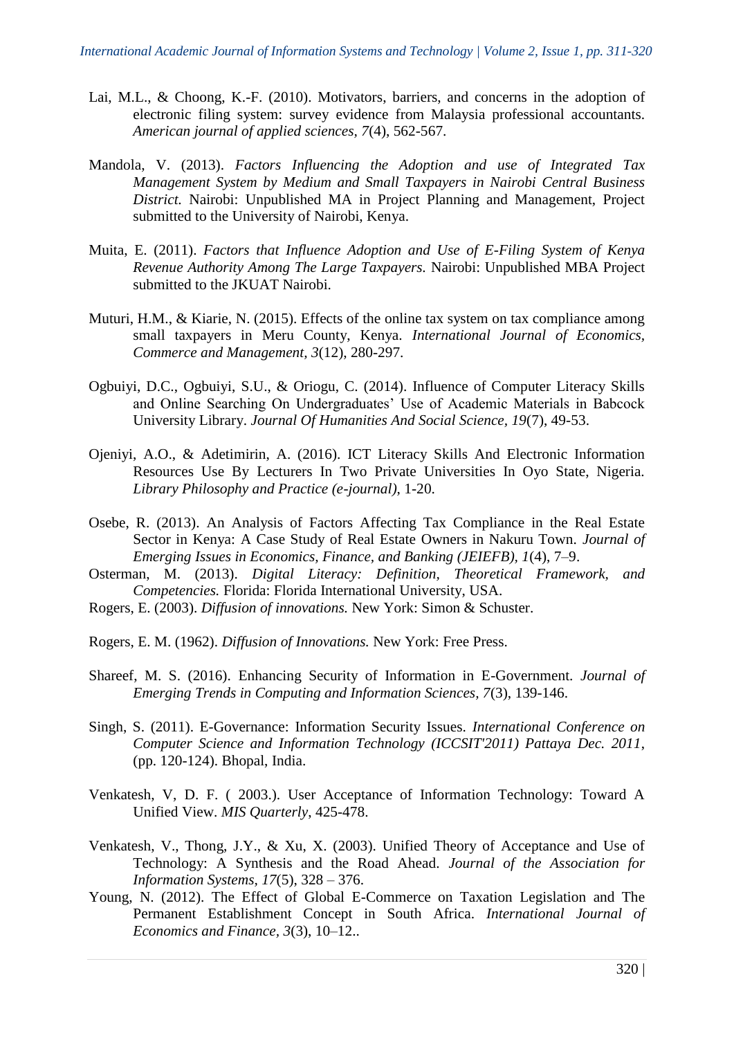Lai, M.L., & Choong, K.-F. (2010). Motivators, barriers, and concerns in the adoption of electronic filing system: survey evidence from Malaysia professional accountants. *American journal of applied sciences, 7*(4), 562-567.

Mandola, V. (2013). *Factors Influencing the Adoption and use of Integrated Tax Management System by Medium and Small Taxpayers in Nairobi Central Business District.* Nairobi: Unpublished MA in Project Planning and Management, Project submitted to the University of Nairobi, Kenya.

Muita, E. (2011). *Factors that Influence Adoption and Use of E-Filing System of Kenya Revenue Authority Among The Large Taxpayers.* Nairobi: Unpublished MBA Project submitted to the JKUAT Nairobi.

Muturi, H.M., & Kiarie, N. (2015). Effects of the online tax system on tax compliance among small taxpayers in Meru County, Kenya. *International Journal of Economics, Commerce and Management, 3*(12), 280-297.

Ogbuiyi, D.C., Ogbuiyi, S.U., & Oriogu, C. (2014). Influence of Computer Literacy Skills and Online Searching On Undergraduates' Use of Academic Materials in Babcock University Library. *Journal Of Humanities And Social Science, 19*(7), 49-53.

Ojeniyi, A.O., & Adetimirin, A. (2016). ICT Literacy Skills And Electronic Information Resources Use By Lecturers In Two Private Universities In Oyo State, Nigeria. *Library Philosophy and Practice (e-journal)*, 1-20.

Osebe, R. (2013). An Analysis of Factors Affecting Tax Compliance in the Real Estate Sector in Kenya: A Case Study of Real Estate Owners in Nakuru Town. *Journal of Emerging Issues in Economics, Finance, and Banking (JEIEFB), 1*(4), 7–9.

Osterman, M. (2013). *Digital Literacy: Definition, Theoretical Framework, and Competencies.* Florida: Florida International University, USA.

Rogers, E. (2003). *Diffusion of innovations.* New York: Simon & Schuster.

Rogers, E. M. (1962). *Diffusion of Innovations.* New York: Free Press.

Shareef, M. S. (2016). Enhancing Security of Information in E-Government. *Journal of Emerging Trends in Computing and Information Sciences, 7*(3), 139-146.

Singh, S. (2011). E-Governance: Information Security Issues. *International Conference on Computer Science and Information Technology (ICCSIT'2011) Pattaya Dec. 2011*, (pp. 120-124). Bhopal, India.

Venkatesh, V, D. F. ( 2003.). User Acceptance of Information Technology: Toward A Unified View. *MIS Quarterly*, 425-478.

Venkatesh, V., Thong, J.Y., & Xu, X. (2003). Unified Theory of Acceptance and Use of Technology: A Synthesis and the Road Ahead. *Journal of the Association for Information Systems, 17*(5), 328 – 376.

Young, N. (2012). The Effect of Global E-Commerce on Taxation Legislation and The Permanent Establishment Concept in South Africa. *International Journal of Economics and Finance, 3*(3), 10–12..